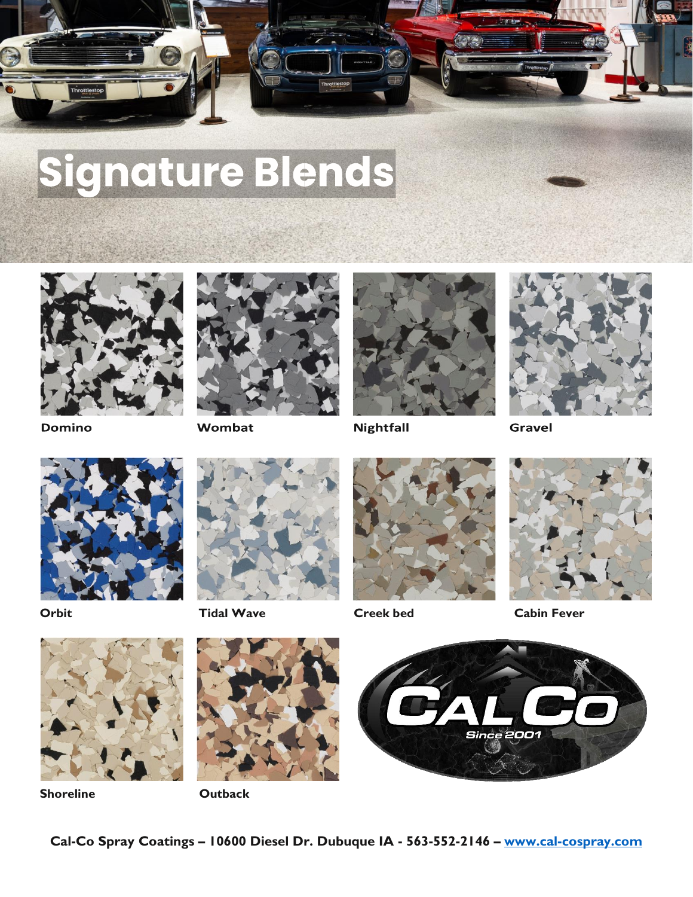# Signature Blends

Domino

Wombat

Nightfall

Gravel

Orbit

Tidal Wave

Creek bed

Cabin Fever

Shoreline

Outback

**Cal-Co Spray Coatings – 10600 Diesel Dr. Dubuque IA - 563-552-2146 – www.cal-cospray.com**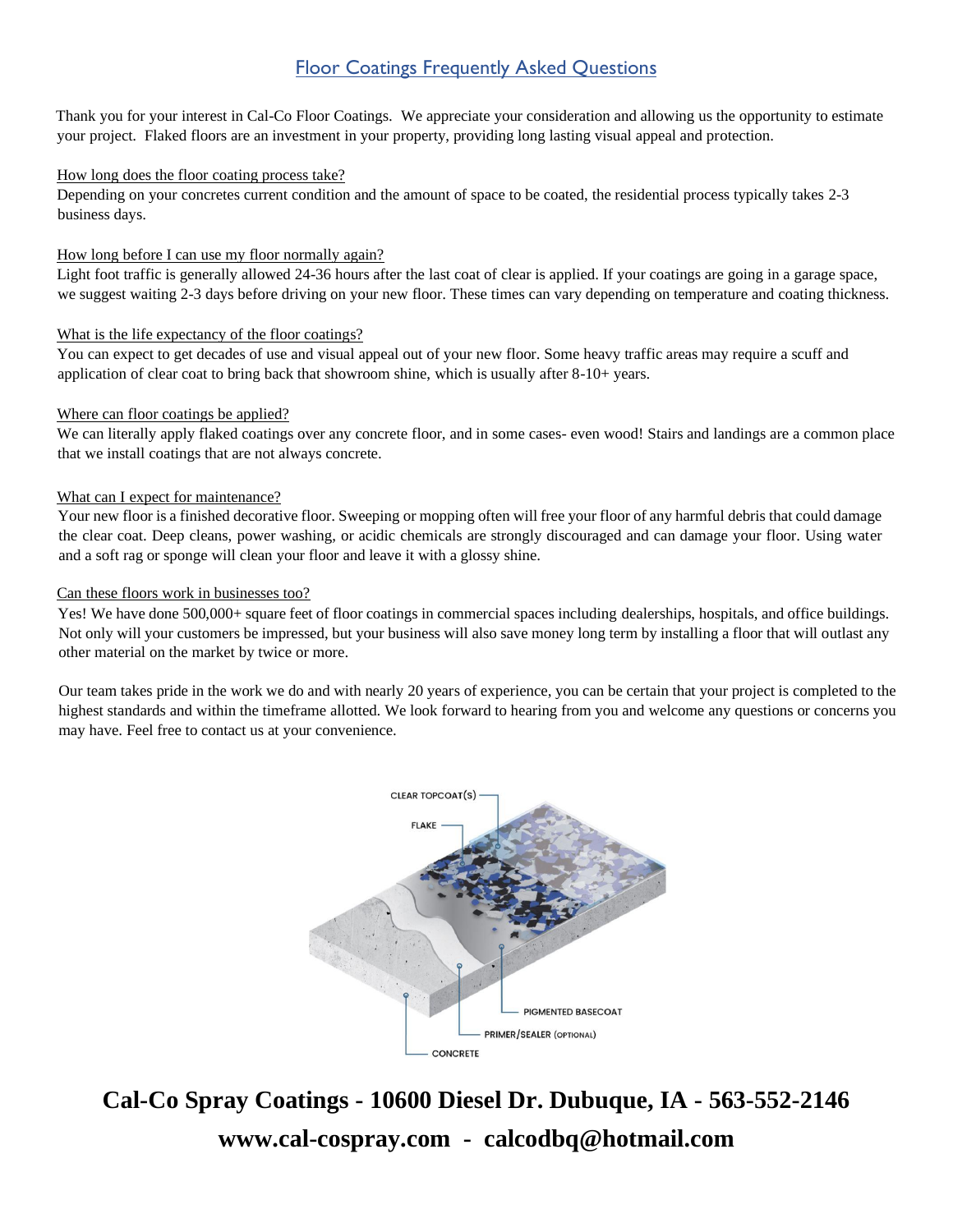# Floor Coatings Frequently Asked Questions

Thank you for your interest in Cal-Co Floor Coatings. We appreciate your consideration and allowing us the opportunity to estimate your project. Flaked floors are an investment in your property, providing long lasting visual appeal and protection.

## How long does the floor coating process take?

Depending on your concretes current condition and the amount of space to be coated, the residential process typically takes 2-3 business days.

## How long before I can use my floor normally again?

Light foot traffic is generally allowed 24-36 hours after the last coat of clear is applied. If your coatings are going in a garage space, we suggest waiting 2-3 days before driving on your new floor. These times can vary depending on temperature and coating thickness.

## What is the life expectancy of the floor coatings?

You can expect to get decades of use and visual appeal out of your new floor. Some heavy traffic areas may require a scuff and application of clear coat to bring back that showroom shine, which is usually after 8-10+ years.

## Where can floor coatings be applied?

We can literally apply flaked coatings over any concrete floor, and in some cases- even wood! Stairs and landings are a common place that we install coatings that are not always concrete.

## What can I expect for maintenance?

Your new floor is a finished decorative floor. Sweeping or mopping often will free your floor of any harmful debris that could damage the clear coat. Deep cleans, power washing, or acidic chemicals are strongly discouraged and can damage your floor. Using water and a soft rag or sponge will clean your floor and leave it with a glossy shine.

## Can these floors work in businesses too?

Yes! We have done 500,000+ square feet of floor coatings in commercial spaces including dealerships, hospitals, and office buildings. Not only will your customers be impressed, but your business will also save money long term by installing a floor that will outlast any other material on the market by twice or more.

Our team takes pride in the work we do and with nearly 20 years of experience, you can be certain that your project is completed to the highest standards and within the timeframe allotted. We look forward to hearing from you and welcome any questions or concerns you may have. Feel free to contact us at your convenience.

CLEAR TOPCOAT(S)
FLAKE
PIGMENTED BASECOAT
PRIMER/SEALER (OPTIONAL)
CONCRETE

**Cal-Co Spray Coatings - 10600 Diesel Dr. Dubuque, IA - 563-552-2146**

**www.cal-cospray.com - calcodbq@hotmail.com**